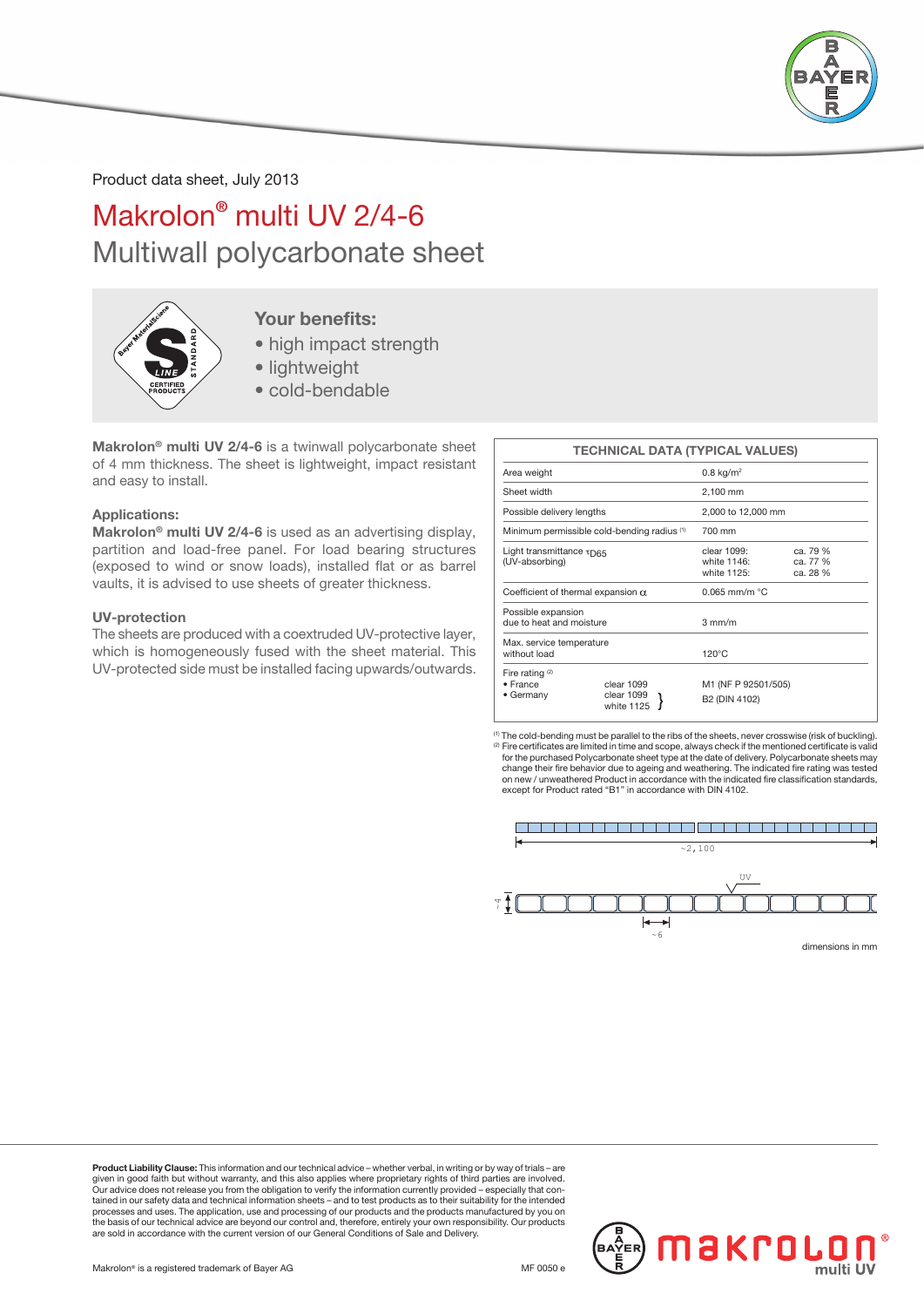Product data sheet, July 2013

# Makrolon® multi UV 2/4-6

## Multiwall polycarbonate sheet

### Your benefits:

- high impact strength
- lightweight
- cold-bendable

**Makrolon® multi UV 2/4-6** is a twinwall polycarbonate sheet of 4 mm thickness. The sheet is lightweight, impact resistant and easy to install.

### Applications:

**Makrolon® multi UV 2/4-6** is used as an advertising display, partition and load-free panel. For load bearing structures (exposed to wind or snow loads), installed flat or as barrel vaults, it is advised to use sheets of greater thickness.

### UV-protection

The sheets are produced with a coextruded UV-protective layer, which is homogeneously fused with the sheet material. This UV-protected side must be installed facing upwards/outwards.

| TECHNICAL DATA (TYPICAL VALUES) | | |
|---|---|---|
| Area weight | | 0.8 kg/m² |
| Sheet width | | 2,100 mm |
| Possible delivery lengths | | 2,000 to 12,000 mm |
| Minimum permissible cold-bending radius [1] | | 700 mm |
| Light transmittance $\tau_{D65}$ (UV-absorbing) | | clear 1099: ca. 79 %<br>white 1146: ca. 77 %<br>white 1125: ca. 28 % |
| Coefficient of thermal expansion $\alpha$ | | 0.065 mm/m °C |
| Possible expansion due to heat and moisture | | 3 mm/m |
| Max. service temperature without load | | 120°C |
| Fire rating [2]<br>• France | clear 1099 | M1 (NF P 92501/505) |
| • Germany | clear 1099<br>white 1125 | B2 (DIN 4102) |

[1] The cold-bending must be parallel to the ribs of the sheets, never crosswise (risk of buckling).
[2] Fire certificates are limited in time and scope, always check if the mentioned certificate is valid for the purchased Polycarbonate sheet type at the date of delivery. Polycarbonate sheets may change their fire behavior due to ageing and weathering. The indicated fire rating was tested on new / unweathered Product in accordance with the indicated fire classification standards, except for Product rated "B1" in accordance with DIN 4102.

~2,100

UV

~4

~6

dimensions in mm

**Product Liability Clause:** This information and our technical advice – whether verbal, in writing or by way of trials – are given in good faith but without warranty, and this also applies where proprietary rights of third parties are involved. Our advice does not release you from the obligation to verify the information currently provided – especially that contained in our safety data and technical information sheets – and to test products as to their suitability for the intended processes and uses. The application, use and processing of our products and the products manufactured by you on the basis of our technical advice are beyond our control and, therefore, entirely your own responsibility. Our products are sold in accordance with the current version of our General Conditions of Sale and Delivery.

Makrolon® is a registered trademark of Bayer AG

MF 0050 e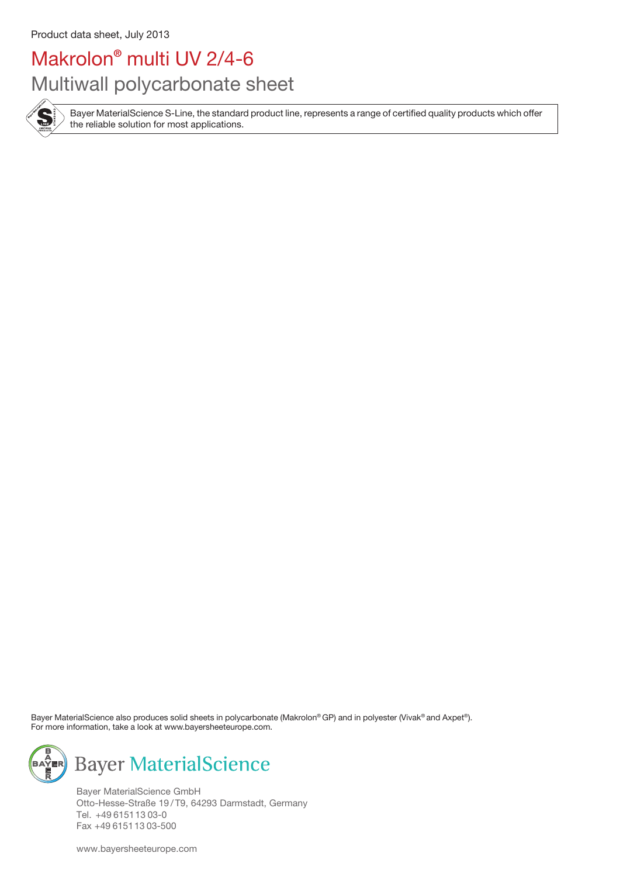Product data sheet, July 2013

# Makrolon® multi UV 2/4-6

## Multiwall polycarbonate sheet

Bayer MaterialScience S-Line, the standard product line, represents a range of certified quality products which offer the reliable solution for most applications.

Bayer MaterialScience also produces solid sheets in polycarbonate (Makrolon® GP) and in polyester (Vivak® and Axpet®).
For more information, take a look at www.bayersheeteurope.com.

Bayer MaterialScience

Bayer MaterialScience GmbH
Otto-Hesse-Straße 19 / T9, 64293 Darmstadt, Germany
Tel. +49 6151 13 03-0
Fax +49 6151 13 03-500

www.bayersheeteurope.com